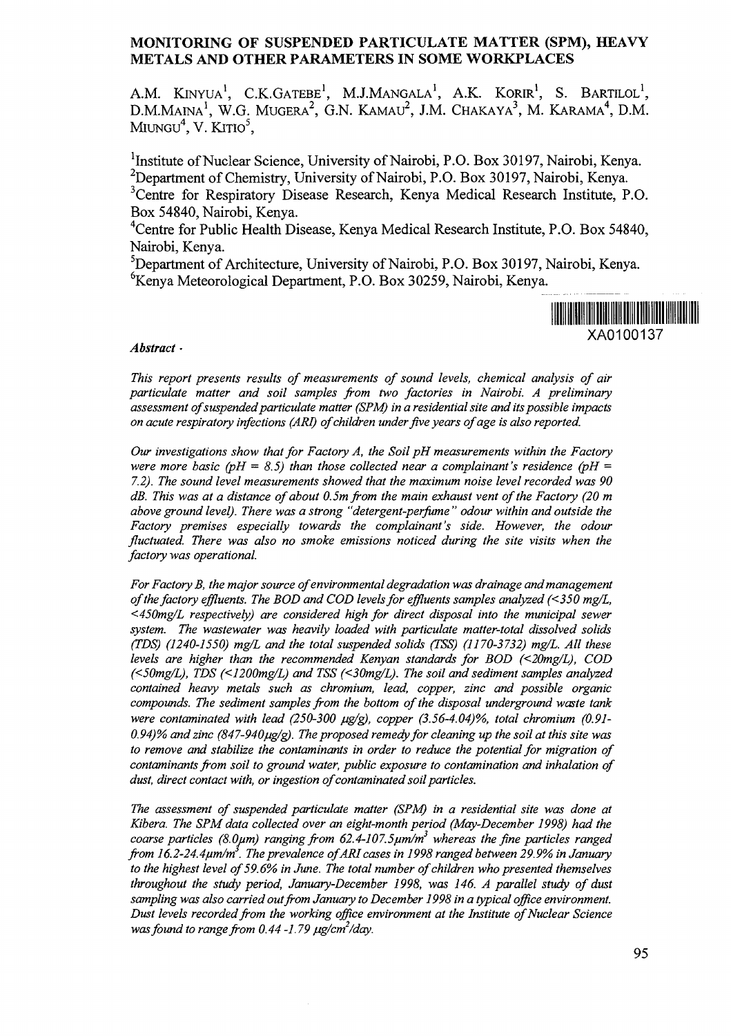# MONITORING OF SUSPENDED PARTICULATE MATTER (SPM), HEAVY METALS AND OTHER PARAMETERS IN SOME WORKPLACES

A.M. KINYUA[1], C.K.GATEBE[1], M.J.MANGALA[1], A.K. KORIR[1], S. BARTILOL[1], D.M.MAINA[1], W.G. MUGERA[2], G.N. KAMAU[2], J.M. CHAKAYA[3], M. KARAMA[4], D.M. MIUNGU[4], V. KITIO[5],

[1]Institute of Nuclear Science, University of Nairobi, P.O. Box 30197, Nairobi, Kenya.
[2]Department of Chemistry, University of Nairobi, P.O. Box 30197, Nairobi, Kenya.
[3]Centre for Respiratory Disease Research, Kenya Medical Research Institute, P.O. Box 54840, Nairobi, Kenya.
[4]Centre for Public Health Disease, Kenya Medical Research Institute, P.O. Box 54840, Nairobi, Kenya.
[5]Department of Architecture, University of Nairobi, P.O. Box 30197, Nairobi, Kenya.
[6]Kenya Meteorological Department, P.O. Box 30259, Nairobi, Kenya.

XA0100137

***Abstract -***

*This report presents results of measurements of sound levels, chemical analysis of air particulate matter and soil samples from two factories in Nairobi. A preliminary assessment of suspended particulate matter (SPM) in a residential site and its possible impacts on acute respiratory infections (ARI) of children under five years of age is also reported.*

*Our investigations show that for Factory A, the Soil pH measurements within the Factory were more basic (pH = 8.5) than those collected near a complainant's residence (pH = 7.2). The sound level measurements showed that the maximum noise level recorded was 90 dB. This was at a distance of about 0.5m from the main exhaust vent of the Factory (20 m above ground level). There was a strong "detergent-perfume" odour within and outside the Factory premises especially towards the complainant's side. However, the odour fluctuated. There was also no smoke emissions noticed during the site visits when the factory was operational.*

*For Factory B, the major source of environmental degradation was drainage and management of the factory effluents. The BOD and COD levels for effluents samples analyzed (<350 mg/L, <450mg/L respectively) are considered high for direct disposal into the municipal sewer system. The wastewater was heavily loaded with particulate matter-total dissolved solids (TDS) (1240-1550) mg/L and the total suspended solids (TSS) (1170-3732) mg/L. All these levels are higher than the recommended Kenyan standards for BOD (<20mg/L), COD (<50mg/L), TDS (<1200mg/L) and TSS (<30mg/L). The soil and sediment samples analyzed contained heavy metals such as chromium, lead, copper, zinc and possible organic compounds. The sediment samples from the bottom of the disposal underground waste tank were contaminated with lead (250-300 μg/g), copper (3.56-4.04)%, total chromium (0.91-0.94)% and zinc (847-940μg/g). The proposed remedy for cleaning up the soil at this site was to remove and stabilize the contaminants in order to reduce the potential for migration of contaminants from soil to ground water, public exposure to contamination and inhalation of dust, direct contact with, or ingestion of contaminated soil particles.*

*The assessment of suspended particulate matter (SPM) in a residential site was done at Kibera. The SPM data collected over an eight-month period (May-December 1998) had the coarse particles (8.0μm) ranging from 62.4-107.5μm/m$^3$ whereas the fine particles ranged from 16.2-24.4μm/m$^3$. The prevalence of ARI cases in 1998 ranged between 29.9% in January to the highest level of 59.6% in June. The total number of children who presented themselves throughout the study period, January-December 1998, was 146. A parallel study of dust sampling was also carried out from January to December 1998 in a typical office environment. Dust levels recorded from the working office environment at the Institute of Nuclear Science was found to range from 0.44 -1.79 μg/cm$^2$/day.*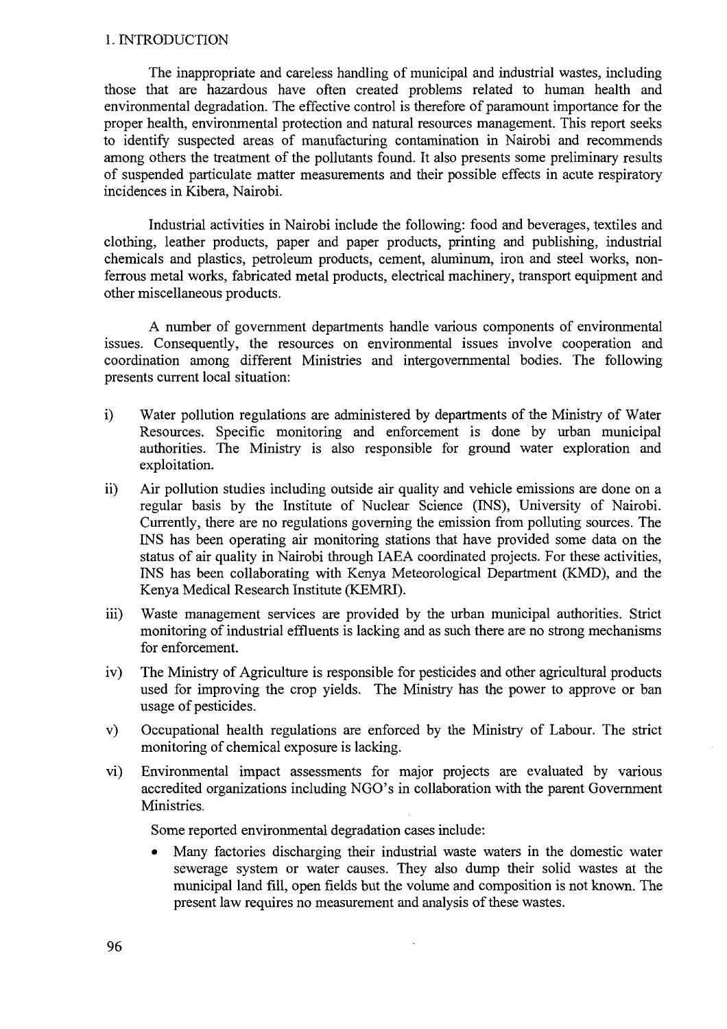## 1. INTRODUCTION

The inappropriate and careless handling of municipal and industrial wastes, including those that are hazardous have often created problems related to human health and environmental degradation. The effective control is therefore of paramount importance for the proper health, environmental protection and natural resources management. This report seeks to identify suspected areas of manufacturing contamination in Nairobi and recommends among others the treatment of the pollutants found. It also presents some preliminary results of suspended particulate matter measurements and their possible effects in acute respiratory incidences in Kibera, Nairobi.

Industrial activities in Nairobi include the following: food and beverages, textiles and clothing, leather products, paper and paper products, printing and publishing, industrial chemicals and plastics, petroleum products, cement, aluminum, iron and steel works, non-ferrous metal works, fabricated metal products, electrical machinery, transport equipment and other miscellaneous products.

A number of government departments handle various components of environmental issues. Consequently, the resources on environmental issues involve cooperation and coordination among different Ministries and intergovernmental bodies. The following presents current local situation:

i) Water pollution regulations are administered by departments of the Ministry of Water Resources. Specific monitoring and enforcement is done by urban municipal authorities. The Ministry is also responsible for ground water exploration and exploitation.

ii) Air pollution studies including outside air quality and vehicle emissions are done on a regular basis by the Institute of Nuclear Science (INS), University of Nairobi. Currently, there are no regulations governing the emission from polluting sources. The INS has been operating air monitoring stations that have provided some data on the status of air quality in Nairobi through IAEA coordinated projects. For these activities, INS has been collaborating with Kenya Meteorological Department (KMD), and the Kenya Medical Research Institute (KEMRI).

iii) Waste management services are provided by the urban municipal authorities. Strict monitoring of industrial effluents is lacking and as such there are no strong mechanisms for enforcement.

iv) The Ministry of Agriculture is responsible for pesticides and other agricultural products used for improving the crop yields. The Ministry has the power to approve or ban usage of pesticides.

v) Occupational health regulations are enforced by the Ministry of Labour. The strict monitoring of chemical exposure is lacking.

vi) Environmental impact assessments for major projects are evaluated by various accredited organizations including NGO's in collaboration with the parent Government Ministries.

Some reported environmental degradation cases include:

- Many factories discharging their industrial waste waters in the domestic water sewerage system or water causes. They also dump their solid wastes at the municipal land fill, open fields but the volume and composition is not known. The present law requires no measurement and analysis of these wastes.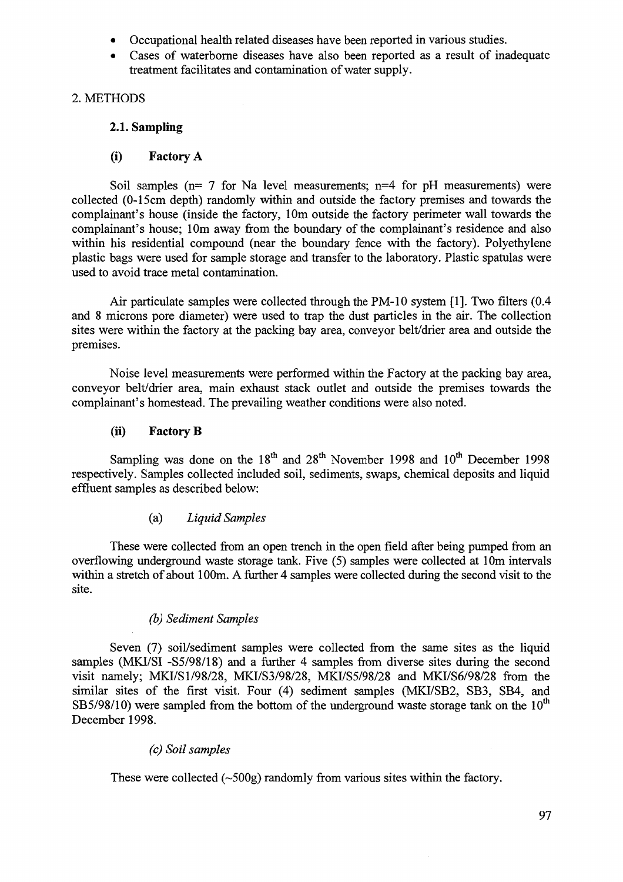- Occupational health related diseases have been reported in various studies.
- Cases of waterborne diseases have also been reported as a result of inadequate treatment facilitates and contamination of water supply.

## 2. METHODS

### 2.1. Sampling

#### (i) Factory A

Soil samples (n= 7 for Na level measurements; n=4 for pH measurements) were collected (0-15cm depth) randomly within and outside the factory premises and towards the complainant's house (inside the factory, 10m outside the factory perimeter wall towards the complainant's house; 10m away from the boundary of the complainant's residence and also within his residential compound (near the boundary fence with the factory). Polyethylene plastic bags were used for sample storage and transfer to the laboratory. Plastic spatulas were used to avoid trace metal contamination.

Air particulate samples were collected through the PM-10 system [1]. Two filters (0.4 and 8 microns pore diameter) were used to trap the dust particles in the air. The collection sites were within the factory at the packing bay area, conveyor belt/drier area and outside the premises.

Noise level measurements were performed within the Factory at the packing bay area, conveyor belt/drier area, main exhaust stack outlet and outside the premises towards the complainant's homestead. The prevailing weather conditions were also noted.

#### (ii) Factory B

Sampling was done on the 18th and 28th November 1998 and 10th December 1998 respectively. Samples collected included soil, sediments, swaps, chemical deposits and liquid effluent samples as described below:

(a) *Liquid Samples*

These were collected from an open trench in the open field after being pumped from an overflowing underground waste storage tank. Five (5) samples were collected at 10m intervals within a stretch of about 100m. A further 4 samples were collected during the second visit to the site.

*(b) Sediment Samples*

Seven (7) soil/sediment samples were collected from the same sites as the liquid samples (MKI/SI -S5/98/18) and a further 4 samples from diverse sites during the second visit namely; MKI/S1/98/28, MKI/S3/98/28, MKI/S5/98/28 and MKI/S6/98/28 from the similar sites of the first visit. Four (4) sediment samples (MKI/SB2, SB3, SB4, and SB5/98/10) were sampled from the bottom of the underground waste storage tank on the 10th December 1998.

*(c) Soil samples*

These were collected (~500g) randomly from various sites within the factory.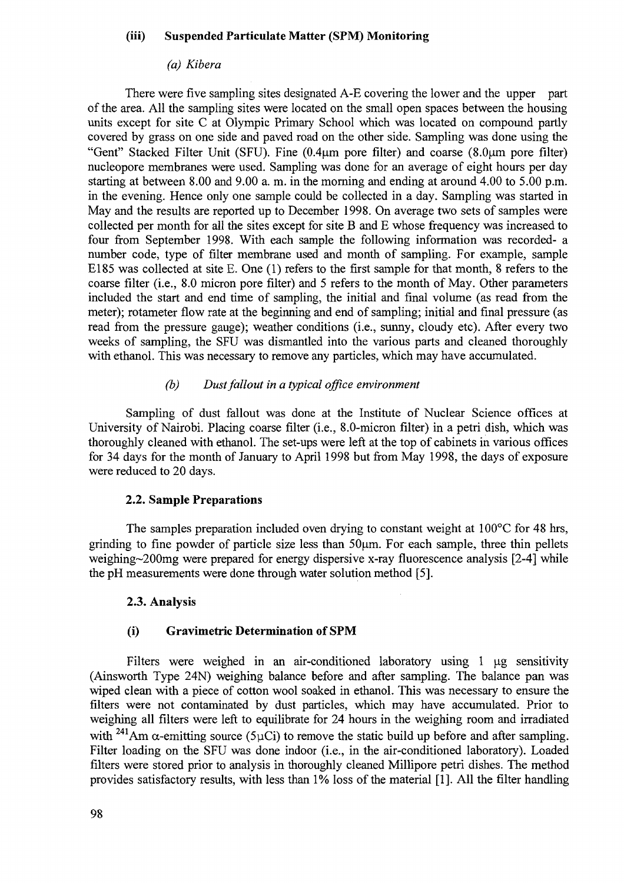#### (iii) Suspended Particulate Matter (SPM) Monitoring

*(a) Kibera*

There were five sampling sites designated A-E covering the lower and the upper part of the area. All the sampling sites were located on the small open spaces between the housing units except for site C at Olympic Primary School which was located on compound partly covered by grass on one side and paved road on the other side. Sampling was done using the "Gent" Stacked Filter Unit (SFU). Fine (0.4μm pore filter) and coarse (8.0μm pore filter) nucleopore membranes were used. Sampling was done for an average of eight hours per day starting at between 8.00 and 9.00 a. m. in the morning and ending at around 4.00 to 5.00 p.m. in the evening. Hence only one sample could be collected in a day. Sampling was started in May and the results are reported up to December 1998. On average two sets of samples were collected per month for all the sites except for site B and E whose frequency was increased to four from September 1998. With each sample the following information was recorded- a number code, type of filter membrane used and month of sampling. For example, sample E185 was collected at site E. One (1) refers to the first sample for that month, 8 refers to the coarse filter (i.e., 8.0 micron pore filter) and 5 refers to the month of May. Other parameters included the start and end time of sampling, the initial and final volume (as read from the meter); rotameter flow rate at the beginning and end of sampling; initial and final pressure (as read from the pressure gauge); weather conditions (i.e., sunny, cloudy etc). After every two weeks of sampling, the SFU was dismantled into the various parts and cleaned thoroughly with ethanol. This was necessary to remove any particles, which may have accumulated.

*(b) Dust fallout in a typical office environment*

Sampling of dust fallout was done at the Institute of Nuclear Science offices at University of Nairobi. Placing coarse filter (i.e., 8.0-micron filter) in a petri dish, which was thoroughly cleaned with ethanol. The set-ups were left at the top of cabinets in various offices for 34 days for the month of January to April 1998 but from May 1998, the days of exposure were reduced to 20 days.

### 2.2. Sample Preparations

The samples preparation included oven drying to constant weight at 100°C for 48 hrs, grinding to fine powder of particle size less than 50μm. For each sample, three thin pellets weighing~200mg were prepared for energy dispersive x-ray fluorescence analysis [2-4] while the pH measurements were done through water solution method [5].

### 2.3. Analysis

#### (i) Gravimetric Determination of SPM

Filters were weighed in an air-conditioned laboratory using 1 μg sensitivity (Ainsworth Type 24N) weighing balance before and after sampling. The balance pan was wiped clean with a piece of cotton wool soaked in ethanol. This was necessary to ensure the filters were not contaminated by dust particles, which may have accumulated. Prior to weighing all filters were left to equilibrate for 24 hours in the weighing room and irradiated with $^{241}$Am α-emitting source (5μCi) to remove the static build up before and after sampling. Filter loading on the SFU was done indoor (i.e., in the air-conditioned laboratory). Loaded filters were stored prior to analysis in thoroughly cleaned Millipore petri dishes. The method provides satisfactory results, with less than 1% loss of the material [1]. All the filter handling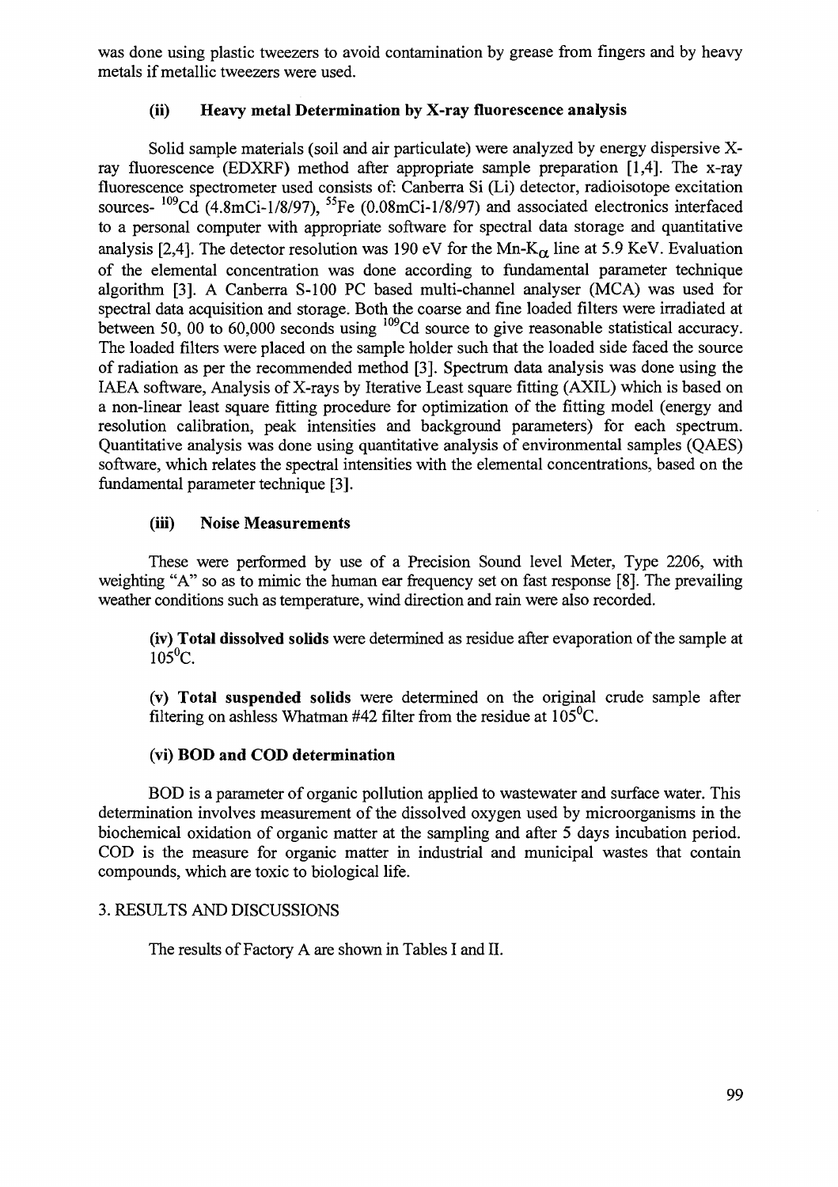was done using plastic tweezers to avoid contamination by grease from fingers and by heavy metals if metallic tweezers were used.

### (ii) Heavy metal Determination by X-ray fluorescence analysis

Solid sample materials (soil and air particulate) were analyzed by energy dispersive X-ray fluorescence (EDXRF) method after appropriate sample preparation [1,4]. The x-ray fluorescence spectrometer used consists of: Canberra Si (Li) detector, radioisotope excitation sources- $^{109}Cd$ (4.8mCi-1/8/97), $^{55}Fe$ (0.08mCi-1/8/97) and associated electronics interfaced to a personal computer with appropriate software for spectral data storage and quantitative analysis [2,4]. The detector resolution was 190 eV for the Mn-$K_{\alpha}$ line at 5.9 KeV. Evaluation of the elemental concentration was done according to fundamental parameter technique algorithm [3]. A Canberra S-100 PC based multi-channel analyser (MCA) was used for spectral data acquisition and storage. Both the coarse and fine loaded filters were irradiated at between 50, 00 to 60,000 seconds using $^{109}Cd$ source to give reasonable statistical accuracy. The loaded filters were placed on the sample holder such that the loaded side faced the source of radiation as per the recommended method [3]. Spectrum data analysis was done using the IAEA software, Analysis of X-rays by Iterative Least square fitting (AXIL) which is based on a non-linear least square fitting procedure for optimization of the fitting model (energy and resolution calibration, peak intensities and background parameters) for each spectrum. Quantitative analysis was done using quantitative analysis of environmental samples (QAES) software, which relates the spectral intensities with the elemental concentrations, based on the fundamental parameter technique [3].

### (iii) Noise Measurements

These were performed by use of a Precision Sound level Meter, Type 2206, with weighting "A" so as to mimic the human ear frequency set on fast response [8]. The prevailing weather conditions such as temperature, wind direction and rain were also recorded.

**(iv) Total dissolved solids** were determined as residue after evaporation of the sample at 105$^0$C.

**(v) Total suspended solids** were determined on the original crude sample after filtering on ashless Whatman #42 filter from the residue at 105$^0$C.

### (vi) BOD and COD determination

BOD is a parameter of organic pollution applied to wastewater and surface water. This determination involves measurement of the dissolved oxygen used by microorganisms in the biochemical oxidation of organic matter at the sampling and after 5 days incubation period. COD is the measure for organic matter in industrial and municipal wastes that contain compounds, which are toxic to biological life.

## 3. RESULTS AND DISCUSSIONS

The results of Factory A are shown in Tables I and II.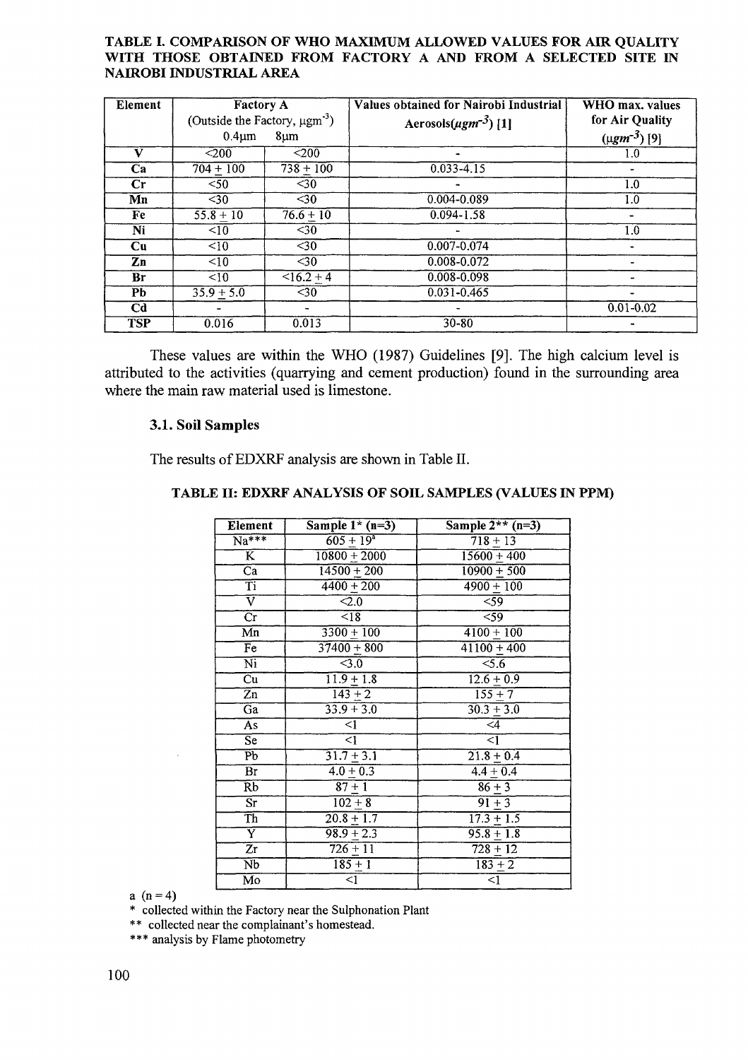**TABLE I. COMPARISON OF WHO MAXIMUM ALLOWED VALUES FOR AIR QUALITY WITH THOSE OBTAINED FROM FACTORY A AND FROM A SELECTED SITE IN NAIROBI INDUSTRIAL AREA**

| Element | Factory A (Outside the Factory, $\mu gm^{-3}$) | | Values obtained for Nairobi Industrial Aerosols($\mu gm^{-3}$) [1] | WHO max. values for Air Quality ($\mu gm^{-3}$) [9] |
|---|---|---|---|---|
| | 0.4μm | 8μm | | |
| V | <200 | <200 | - | 1.0 |
| Ca | 704 ± 100 | 738 ± 100 | 0.033-4.15 | - |
| Cr | <50 | <30 | - | 1.0 |
| Mn | <30 | <30 | 0.004-0.089 | 1.0 |
| Fe | 55.8 ± 10 | 76.6 ± 10 | 0.094-1.58 | - |
| Ni | <10 | <30 | - | 1.0 |
| Cu | <10 | <30 | 0.007-0.074 | - |
| Zn | <10 | <30 | 0.008-0.072 | - |
| Br | <10 | <16.2 ± 4 | 0.008-0.098 | - |
| Pb | 35.9 ± 5.0 | <30 | 0.031-0.465 | - |
| Cd | - | - | - | 0.01-0.02 |
| TSP | 0.016 | 0.013 | 30-80 | - |

These values are within the WHO (1987) Guidelines [9]. The high calcium level is attributed to the activities (quarrying and cement production) found in the surrounding area where the main raw material used is limestone.

### 3.1. Soil Samples

The results of EDXRF analysis are shown in Table II.

**TABLE II: EDXRF ANALYSIS OF SOIL SAMPLES (VALUES IN PPM)**

| Element | Sample 1* (n=3) | Sample 2** (n=3) |
|---|---|---|
| Na*** | 605 ± 19[a] | 718 ± 13 |
| K | 10800 ± 2000 | 15600 ± 400 |
| Ca | 14500 ± 200 | 10900 ± 500 |
| Ti | 4400 ± 200 | 4900 ± 100 |
| V | <2.0 | <59 |
| Cr | <18 | <59 |
| Mn | 3300 ± 100 | 4100 ± 100 |
| Fe | 37400 ± 800 | 41100 ± 400 |
| Ni | <3.0 | <5.6 |
| Cu | 11.9 ± 1.8 | 12.6 ± 0.9 |
| Zn | 143 ± 2 | 155 ± 7 |
| Ga | 33.9 ± 3.0 | 30.3 ± 3.0 |
| As | <1 | <4 |
| Se | <1 | <1 |
| Pb | 31.7 ± 3.1 | 21.8 ± 0.4 |
| Br | 4.0 ± 0.3 | 4.4 ± 0.4 |
| Rb | 87 ± 1 | 86 ± 3 |
| Sr | 102 ± 8 | 91 ± 3 |
| Th | 20.8 ± 1.7 | 17.3 ± 1.5 |
| Y | 98.9 ± 2.3 | 95.8 ± 1.8 |
| Zr | 726 ± 11 | 728 ± 12 |
| Nb | 185 ± 1 | 183 ± 2 |
| Mo | <1 | <1 |

a (n = 4)

\* collected within the Factory near the Sulphonation Plant

\** collected near the complainant's homestead.

\*** analysis by Flame photometry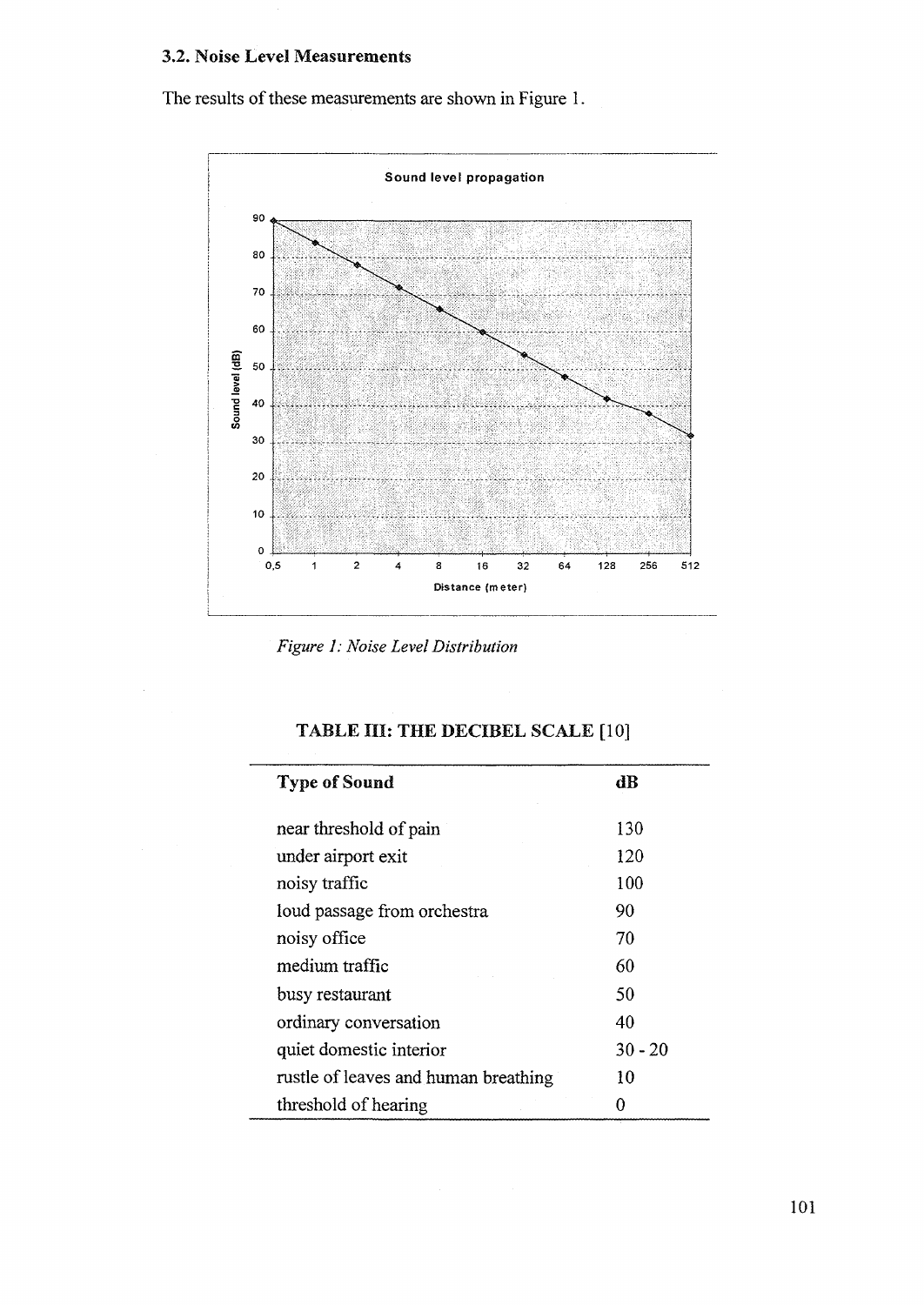### 3.2. Noise Level Measurements

The results of these measurements are shown in Figure 1.

*Figure 1: Noise Level Distribution*

**TABLE III: THE DECIBEL SCALE [10]**

| Type of Sound | dB |
|---|---|
| near threshold of pain | 130 |
| under airport exit | 120 |
| noisy traffic | 100 |
| loud passage from orchestra | 90 |
| noisy office | 70 |
| medium traffic | 60 |
| busy restaurant | 50 |
| ordinary conversation | 40 |
| quiet domestic interior | 30 - 20 |
| rustle of leaves and human breathing | 10 |
| threshold of hearing | 0 |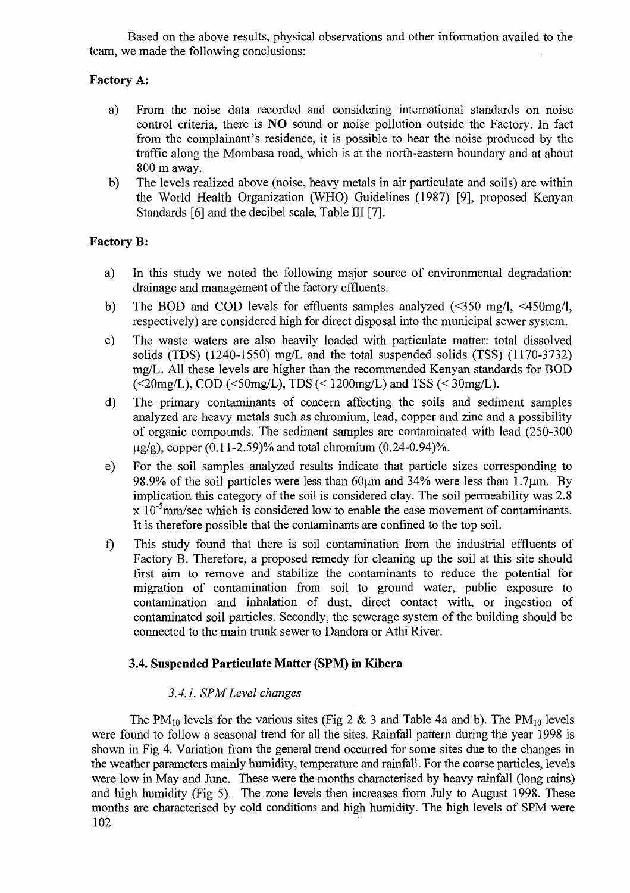Based on the above results, physical observations and other information availed to the team, we made the following conclusions:

**Factory A:**

a) From the noise data recorded and considering international standards on noise control criteria, there is **NO** sound or noise pollution outside the Factory. In fact from the complainant's residence, it is possible to hear the noise produced by the traffic along the Mombasa road, which is at the north-eastern boundary and at about 800 m away.

b) The levels realized above (noise, heavy metals in air particulate and soils) are within the World Health Organization (WHO) Guidelines (1987) [9], proposed Kenyan Standards [6] and the decibel scale, Table III [7].

**Factory B:**

a) In this study we noted the following major source of environmental degradation: drainage and management of the factory effluents.

b) The BOD and COD levels for effluents samples analyzed (<350 mg/l, <450mg/l, respectively) are considered high for direct disposal into the municipal sewer system.

c) The waste waters are also heavily loaded with particulate matter: total dissolved solids (TDS) (1240-1550) mg/L and the total suspended solids (TSS) (1170-3732) mg/L. All these levels are higher than the recommended Kenyan standards for BOD (<20mg/L), COD (<50mg/L), TDS (< 1200mg/L) and TSS (< 30mg/L).

d) The primary contaminants of concern affecting the soils and sediment samples analyzed are heavy metals such as chromium, lead, copper and zinc and a possibility of organic compounds. The sediment samples are contaminated with lead (250-300 μg/g), copper (0.11-2.59)% and total chromium (0.24-0.94)%.

e) For the soil samples analyzed results indicate that particle sizes corresponding to 98.9% of the soil particles were less than 60μm and 34% were less than 1.7μm. By implication this category of the soil is considered clay. The soil permeability was $2.8 \times 10^{-5}$mm/sec which is considered low to enable the ease movement of contaminants. It is therefore possible that the contaminants are confined to the top soil.

f) This study found that there is soil contamination from the industrial effluents of Factory B. Therefore, a proposed remedy for cleaning up the soil at this site should first aim to remove and stabilize the contaminants to reduce the potential for migration of contamination from soil to ground water, public exposure to contamination and inhalation of dust, direct contact with, or ingestion of contaminated soil particles. Secondly, the sewerage system of the building should be connected to the main trunk sewer to Dandora or Athi River.

### 3.4. Suspended Particulate Matter (SPM) in Kibera

#### *3.4.1. SPM Level changes*

The $PM_{10}$ levels for the various sites (Fig 2 & 3 and Table 4a and b). The $PM_{10}$ levels were found to follow a seasonal trend for all the sites. Rainfall pattern during the year 1998 is shown in Fig 4. Variation from the general trend occurred for some sites due to the changes in the weather parameters mainly humidity, temperature and rainfall. For the coarse particles, levels were low in May and June. These were the months characterised by heavy rainfall (long rains) and high humidity (Fig 5). The zone levels then increases from July to August 1998. These months are characterised by cold conditions and high humidity. The high levels of SPM were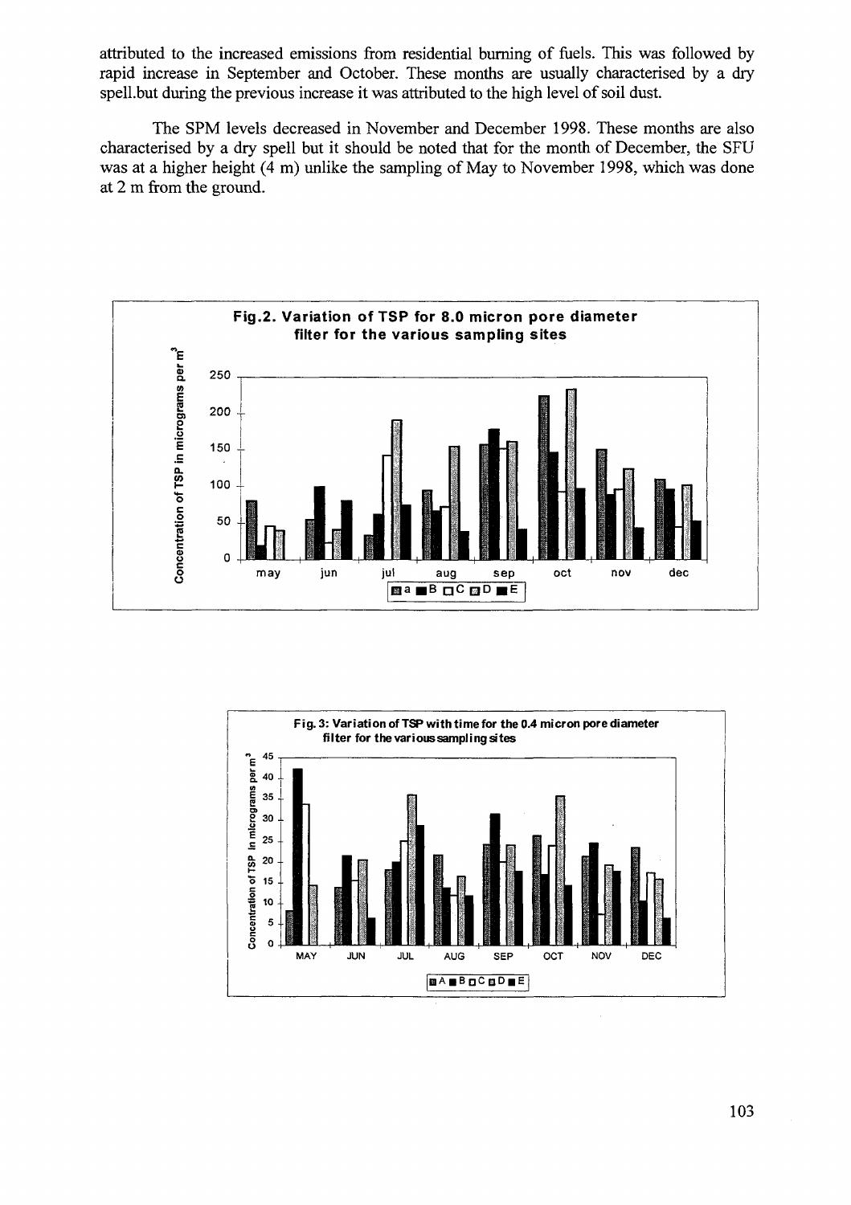attributed to the increased emissions from residential burning of fuels. This was followed by rapid increase in September and October. These months are usually characterised by a dry spell.but during the previous increase it was attributed to the high level of soil dust.

The SPM levels decreased in November and December 1998. These months are also characterised by a dry spell but it should be noted that for the month of December, the SFU was at a higher height (4 m) unlike the sampling of May to November 1998, which was done at 2 m from the ground.

**Fig.2. Variation of TSP for 8.0 micron pore diameter filter for the various sampling sites**

**Fig. 3: Variation of TSP with time for the 0.4 micron pore diameter filter for the various sampling sites**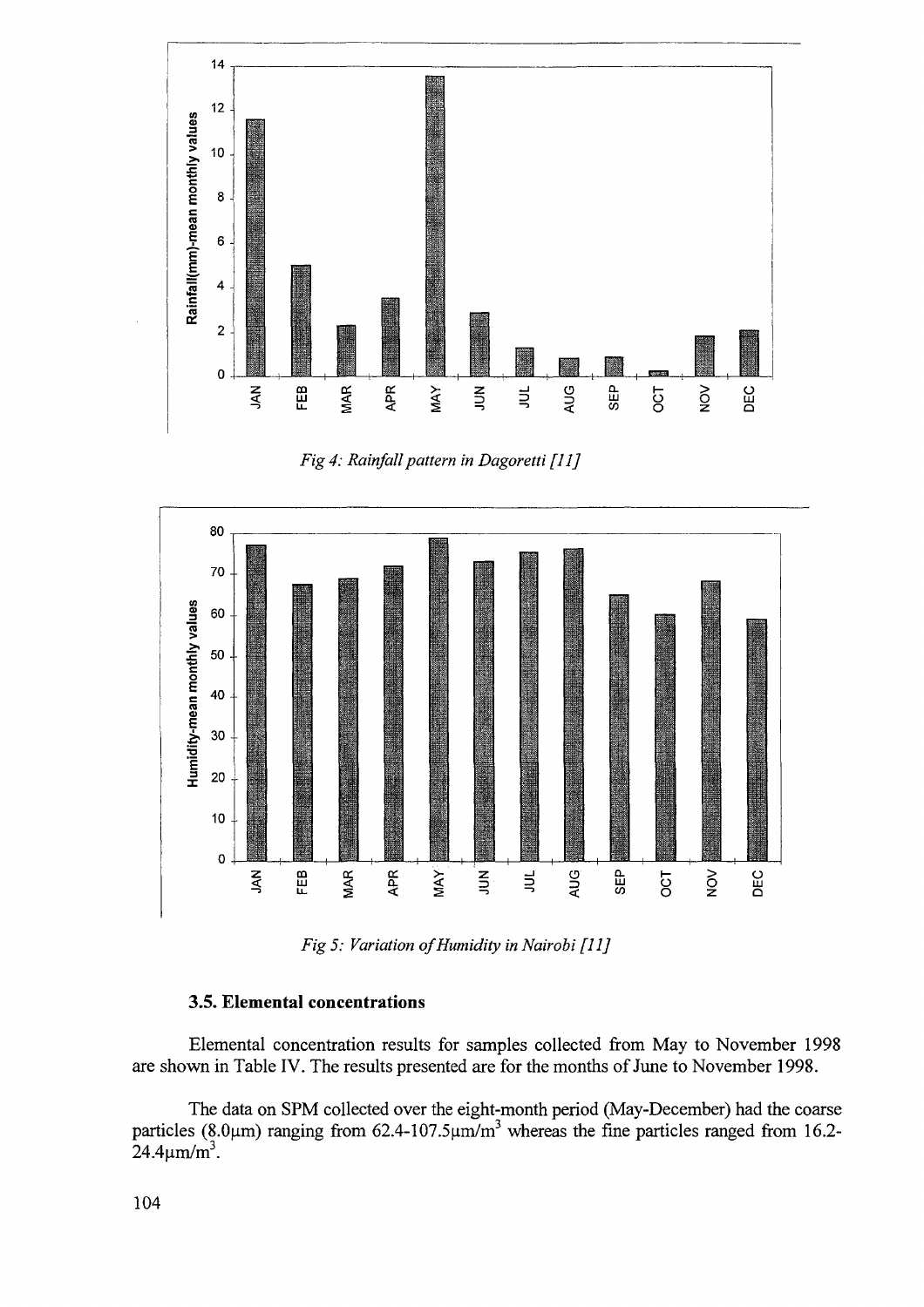*Fig 4: Rainfall pattern in Dagoretti [11]*

*Fig 5: Variation of Humidity in Nairobi [11]*

### 3.5. Elemental concentrations

Elemental concentration results for samples collected from May to November 1998 are shown in Table IV. The results presented are for the months of June to November 1998.

The data on SPM collected over the eight-month period (May-December) had the coarse particles (8.0μm) ranging from 62.4-107.5μm/m$^3$ whereas the fine particles ranged from 16.2-24.4μm/m$^3$.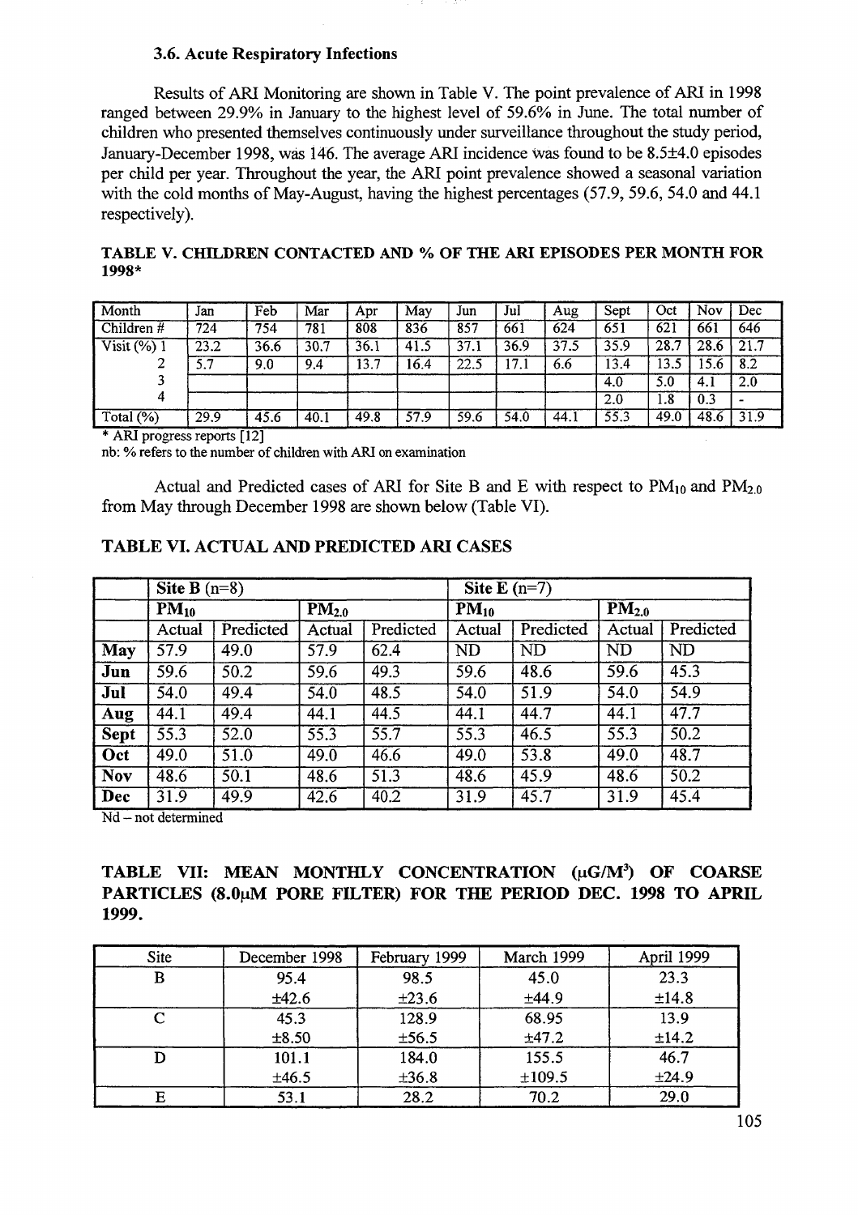### 3.6. Acute Respiratory Infections

Results of ARI Monitoring are shown in Table V. The point prevalence of ARI in 1998 ranged between 29.9% in January to the highest level of 59.6% in June. The total number of children who presented themselves continuously under surveillance throughout the study period, January-December 1998, was 146. The average ARI incidence was found to be 8.5±4.0 episodes per child per year. Throughout the year, the ARI point prevalence showed a seasonal variation with the cold months of May-August, having the highest percentages (57.9, 59.6, 54.0 and 44.1 respectively).

**TABLE V. CHILDREN CONTACTED AND % OF THE ARI EPISODES PER MONTH FOR 1998***

| Month | Jan | Feb | Mar | Apr | May | Jun | Jul | Aug | Sept | Oct | Nov | Dec |
|---|---|---|---|---|---|---|---|---|---|---|---|---|
| Children # | 724 | 754 | 781 | 808 | 836 | 857 | 661 | 624 | 651 | 621 | 661 | 646 |
| Visit (%) 1 | 23.2 | 36.6 | 30.7 | 36.1 | 41.5 | 37.1 | 36.9 | 37.5 | 35.9 | 28.7 | 28.6 | 21.7 |
| 2 | 5.7 | 9.0 | 9.4 | 13.7 | 16.4 | 22.5 | 17.1 | 6.6 | 13.4 | 13.5 | 15.6 | 8.2 |
| 3 | | | | | | | | | 4.0 | 5.0 | 4.1 | 2.0 |
| 4 | | | | | | | | | 2.0 | 1.8 | 0.3 | - |
| Total (%) | 29.9 | 45.6 | 40.1 | 49.8 | 57.9 | 59.6 | 54.0 | 44.1 | 55.3 | 49.0 | 48.6 | 31.9 |

\* ARI progress reports [12]

nb: % refers to the number of children with ARI on examination

Actual and Predicted cases of ARI for Site B and E with respect to $PM_{10}$ and $PM_{2.0}$ from May through December 1998 are shown below (Table VI).

**TABLE VI. ACTUAL AND PREDICTED ARI CASES**

| | Site B (n=8) | | | | Site E (n=7) | | | |
|---|---|---|---|---|---|---|---|---|
| | $PM_{10}$ | | $PM_{2.0}$ | | $PM_{10}$ | | $PM_{2.0}$ | |
| | Actual | Predicted | Actual | Predicted | Actual | Predicted | Actual | Predicted |
| **May** | 57.9 | 49.0 | 57.9 | 62.4 | ND | ND | ND | ND |
| **Jun** | 59.6 | 50.2 | 59.6 | 49.3 | 59.6 | 48.6 | 59.6 | 45.3 |
| **Jul** | 54.0 | 49.4 | 54.0 | 48.5 | 54.0 | 51.9 | 54.0 | 54.9 |
| **Aug** | 44.1 | 49.4 | 44.1 | 44.5 | 44.1 | 44.7 | 44.1 | 47.7 |
| **Sept** | 55.3 | 52.0 | 55.3 | 55.7 | 55.3 | 46.5 | 55.3 | 50.2 |
| **Oct** | 49.0 | 51.0 | 49.0 | 46.6 | 49.0 | 53.8 | 49.0 | 48.7 |
| **Nov** | 48.6 | 50.1 | 48.6 | 51.3 | 48.6 | 45.9 | 48.6 | 50.2 |
| **Dec** | 31.9 | 49.9 | 42.6 | 40.2 | 31.9 | 45.7 | 31.9 | 45.4 |

Nd – not determined

**TABLE VII: MEAN MONTHLY CONCENTRATION (μG/M³) OF COARSE PARTICLES (8.0μM PORE FILTER) FOR THE PERIOD DEC. 1998 TO APRIL 1999.**

| Site | December 1998 | February 1999 | March 1999 | April 1999 |
|---|---|---|---|---|
| B | 95.4 | 98.5 | 45.0 | 23.3 |
| | ±42.6 | ±23.6 | ±44.9 | ±14.8 |
| C | 45.3 | 128.9 | 68.95 | 13.9 |
| | ±8.50 | ±56.5 | ±47.2 | ±14.2 |
| D | 101.1 | 184.0 | 155.5 | 46.7 |
| | ±46.5 | ±36.8 | ±109.5 | ±24.9 |
| E | 53.1 | 28.2 | 70.2 | 29.0 |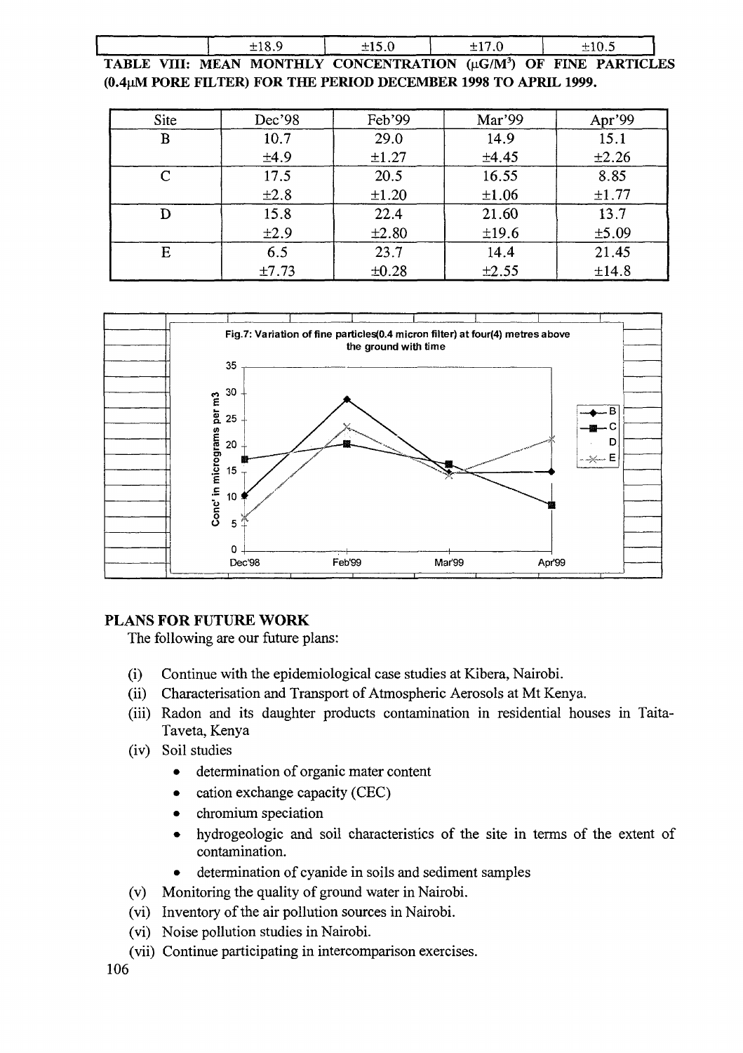| | ±18.9 | ±15.0 | ±17.0 | ±10.5 |
|---|---|---|---|---|

**TABLE VIII: MEAN MONTHLY CONCENTRATION (μG/M³) OF FINE PARTICLES (0.4μM PORE FILTER) FOR THE PERIOD DECEMBER 1998 TO APRIL 1999.**

| Site | Dec'98 | Feb'99 | Mar'99 | Apr'99 |
|---|---|---|---|---|
| B | 10.7<br>±4.9 | 29.0<br>±1.27 | 14.9<br>±4.45 | 15.1<br>±2.26 |
| C | 17.5<br>±2.8 | 20.5<br>±1.20 | 16.55<br>±1.06 | 8.85<br>±1.77 |
| D | 15.8<br>±2.9 | 22.4<br>±2.80 | 21.60<br>±19.6 | 13.7<br>±5.09 |
| E | 6.5<br>±7.73 | 23.7<br>±0.28 | 14.4<br>±2.55 | 21.45<br>±14.8 |

Fig.7: Variation of fine particles(0.4 micron filter) at four(4) metres above the ground with time

## PLANS FOR FUTURE WORK

The following are our future plans:

(i) Continue with the epidemiological case studies at Kibera, Nairobi.

(ii) Characterisation and Transport of Atmospheric Aerosols at Mt Kenya.

(iii) Radon and its daughter products contamination in residential houses in Taita-Taveta, Kenya

(iv) Soil studies

- determination of organic mater content
- cation exchange capacity (CEC)
- chromium speciation
- hydrogeologic and soil characteristics of the site in terms of the extent of contamination.
- determination of cyanide in soils and sediment samples

(v) Monitoring the quality of ground water in Nairobi.

(vi) Inventory of the air pollution sources in Nairobi.

(vi) Noise pollution studies in Nairobi.

(vii) Continue participating in intercomparison exercises.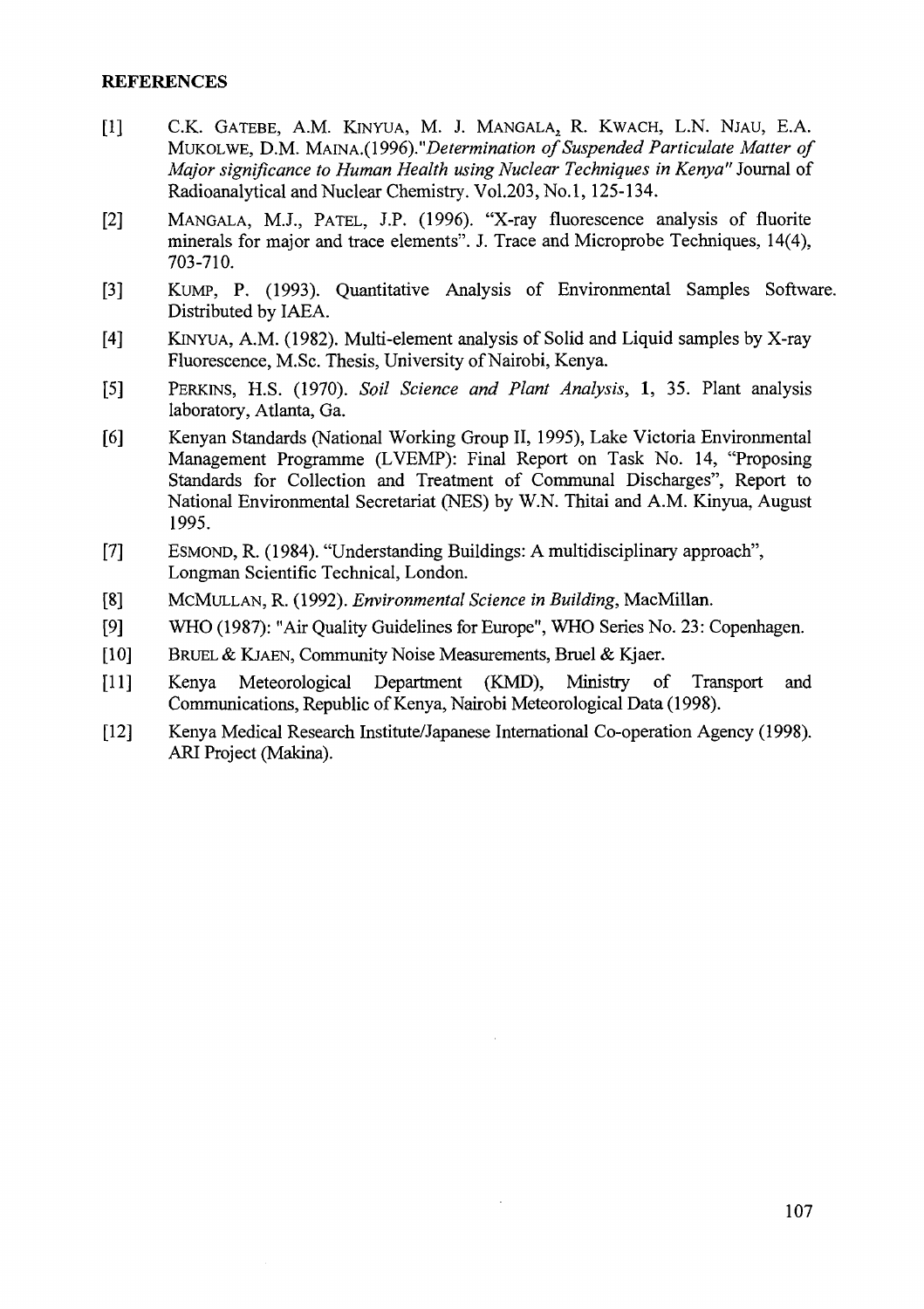**REFERENCES**

[1] C.K. GATEBE, A.M. KINYUA, M. J. MANGALA, R. KWACH, L.N. NJAU, E.A. MUKOLWE, D.M. MAINA.(1996)."*Determination of Suspended Particulate Matter of Major significance to Human Health using Nuclear Techniques in Kenya*" Journal of Radioanalytical and Nuclear Chemistry. Vol.203, No.1, 125-134.

[2] MANGALA, M.J., PATEL, J.P. (1996). "X-ray fluorescence analysis of fluorite minerals for major and trace elements". J. Trace and Microprobe Techniques, 14(4), 703-710.

[3] KUMP, P. (1993). Quantitative Analysis of Environmental Samples Software. Distributed by IAEA.

[4] KINYUA, A.M. (1982). Multi-element analysis of Solid and Liquid samples by X-ray Fluorescence, M.Sc. Thesis, University of Nairobi, Kenya.

[5] PERKINS, H.S. (1970). *Soil Science and Plant Analysis*, **1**, 35. Plant analysis laboratory, Atlanta, Ga.

[6] Kenyan Standards (National Working Group II, 1995), Lake Victoria Environmental Management Programme (LVEMP): Final Report on Task No. 14, "Proposing Standards for Collection and Treatment of Communal Discharges", Report to National Environmental Secretariat (NES) by W.N. Thitai and A.M. Kinyua, August 1995.

[7] ESMOND, R. (1984). "Understanding Buildings: A multidisciplinary approach", Longman Scientific Technical, London.

[8] MCMULLAN, R. (1992). *Environmental Science in Building*, MacMillan.

[9] WHO (1987): "Air Quality Guidelines for Europe", WHO Series No. 23: Copenhagen.

[10] BRUEL & KJAEN, Community Noise Measurements, Bruel & Kjaer.

[11] Kenya Meteorological Department (KMD), Ministry of Transport and Communications, Republic of Kenya, Nairobi Meteorological Data (1998).

[12] Kenya Medical Research Institute/Japanese International Co-operation Agency (1998). ARI Project (Makina).